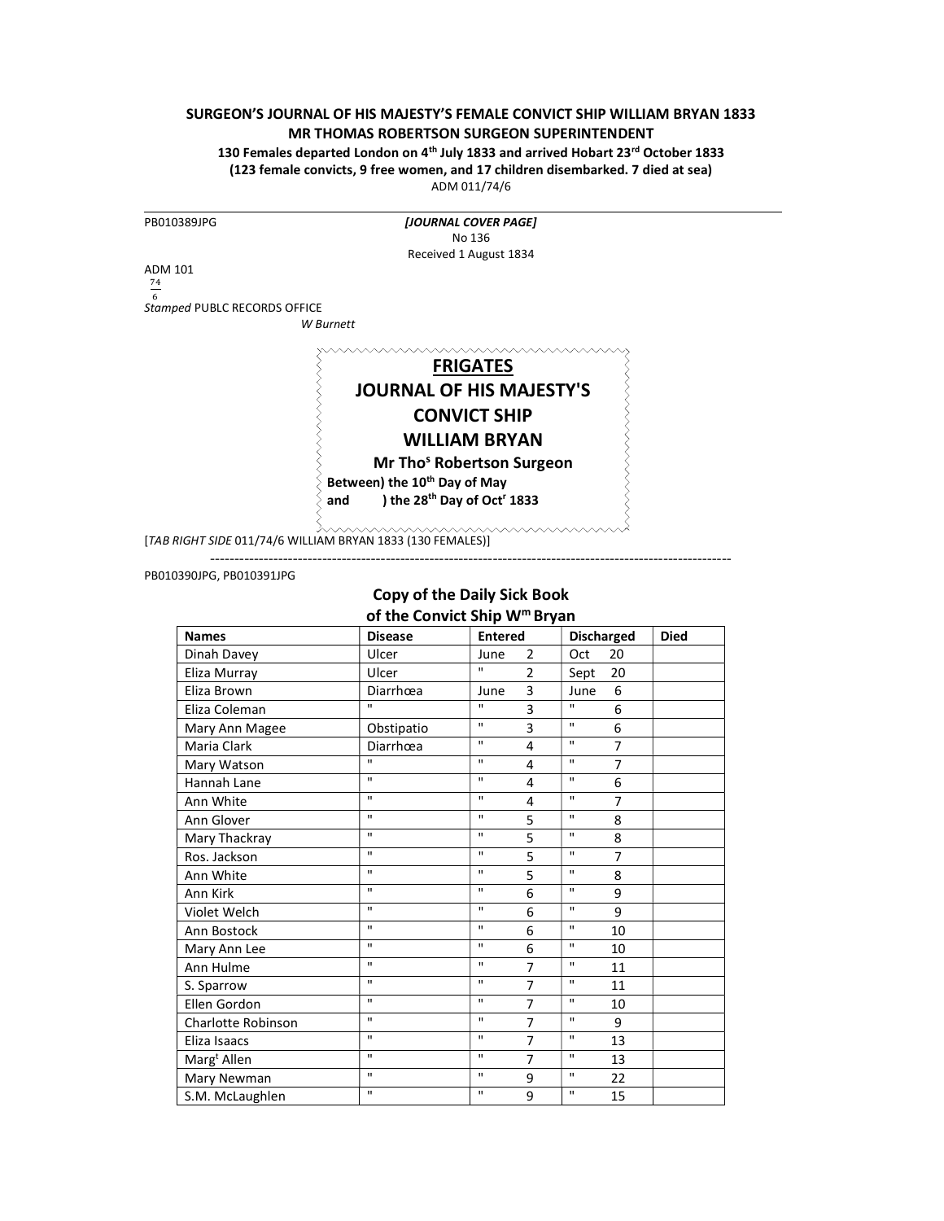**SURGEON'S JOURNAL OF HIS MAJESTY'S FEMALE CONVICT SHIP WILLIAM BRYAN 1833**
**MR THOMAS ROBERTSON SURGEON SUPERINTENDENT**
**130 Females departed London on 4th July 1833 and arrived Hobart 23rd October 1833**
**(123 female convicts, 9 free women, and 17 children disembarked. 7 died at sea)**
ADM 011/74/6

---

PB010389JPG *[JOURNAL COVER PAGE]*
No 136
Received 1 August 1834

ADM 101
$\frac{74}{6}$
*Stamped* PUBLC RECORDS OFFICE
*W Burnett*

**FRIGATES**
**JOURNAL OF HIS MAJESTY'S**
**CONVICT SHIP**
**WILLIAM BRYAN**
**Mr Thos Robertson Surgeon**
**Between) the 10th Day of May**
**and ) the 28th Day of Octr 1833**

[*TAB RIGHT SIDE* 011/74/6 WILLIAM BRYAN 1833 (130 FEMALES)]

---

PB010390JPG, PB010391JPG

## Copy of the Daily Sick Book of the Convict Ship Wm Bryan

| Names | Disease | Entered | Discharged | Died |
|---|---|---|---|---|
| Dinah Davey | Ulcer | June 2 | Oct 20 | |
| Eliza Murray | Ulcer | " 2 | Sept 20 | |
| Eliza Brown | Diarrhœa | June 3 | June 6 | |
| Eliza Coleman | " | " 3 | " 6 | |
| Mary Ann Magee | Obstipatio | " 3 | " 6 | |
| Maria Clark | Diarrhœa | " 4 | " 7 | |
| Mary Watson | " | " 4 | " 7 | |
| Hannah Lane | " | " 4 | " 6 | |
| Ann White | " | " 4 | " 7 | |
| Ann Glover | " | " 5 | " 8 | |
| Mary Thackray | " | " 5 | " 8 | |
| Ros. Jackson | " | " 5 | " 7 | |
| Ann White | " | " 5 | " 8 | |
| Ann Kirk | " | " 6 | " 9 | |
| Violet Welch | " | " 6 | " 9 | |
| Ann Bostock | " | " 6 | " 10 | |
| Mary Ann Lee | " | " 6 | " 10 | |
| Ann Hulme | " | " 7 | " 11 | |
| S. Sparrow | " | " 7 | " 11 | |
| Ellen Gordon | " | " 7 | " 10 | |
| Charlotte Robinson | " | " 7 | " 9 | |
| Eliza Isaacs | " | " 7 | " 13 | |
| Margt Allen | " | " 7 | " 13 | |
| Mary Newman | " | " 9 | " 22 | |
| S.M. McLaughlen | " | " 9 | " 15 | |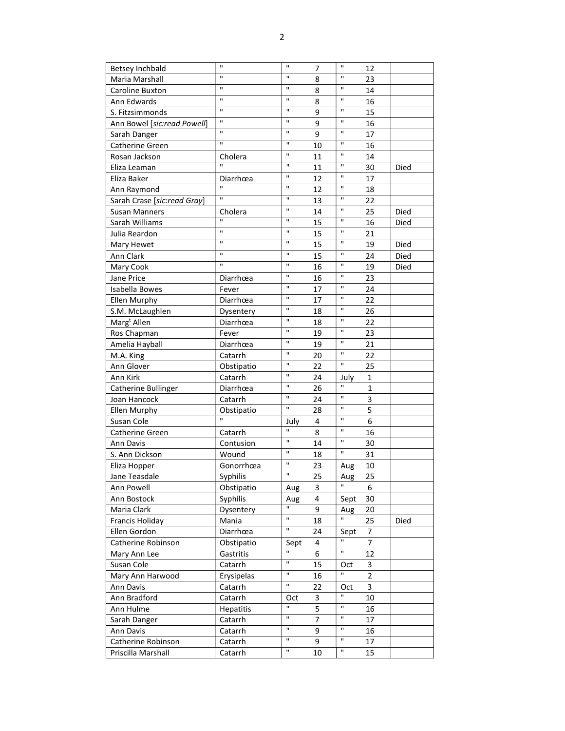| Betsey Inchbald | " | " 7 | " 12 | |
|---|---|---|---|---|
| Maria Marshall | " | " 8 | " 23 | |
| Caroline Buxton | " | " 8 | " 14 | |
| Ann Edwards | " | " 8 | " 16 | |
| S. Fitzsimmonds | " | " 9 | " 15 | |
| Ann Bowel [*sic:read Powell*] | " | " 9 | " 16 | |
| Sarah Danger | " | " 9 | " 17 | |
| Catherine Green | " | " 10 | " 16 | |
| Rosan Jackson | Cholera | " 11 | " 14 | |
| Eliza Leaman | " | " 11 | " 30 | Died |
| Eliza Baker | Diarrhœa | " 12 | " 17 | |
| Ann Raymond | " | " 12 | " 18 | |
| Sarah Crase [*sic:read Gray*] | " | " 13 | " 22 | |
| Susan Manners | Cholera | " 14 | " 25 | Died |
| Sarah Williams | " | " 15 | " 16 | Died |
| Julia Reardon | " | " 15 | " 21 | |
| Mary Hewet | " | " 15 | " 19 | Died |
| Ann Clark | " | " 15 | " 24 | Died |
| Mary Cook | " | " 16 | " 19 | Died |
| Jane Price | Diarrhœa | " 16 | " 23 | |
| Isabella Bowes | Fever | " 17 | " 24 | |
| Ellen Murphy | Diarrhœa | " 17 | " 22 | |
| S.M. McLaughlen | Dysentery | " 18 | " 26 | |
| Marg[t] Allen | Diarrhœa | " 18 | " 22 | |
| Ros Chapman | Fever | " 19 | " 23 | |
| Amelia Hayball | Diarrhœa | " 19 | " 21 | |
| M.A. King | Catarrh | " 20 | " 22 | |
| Ann Glover | Obstipatio | " 22 | " 25 | |
| Ann Kirk | Catarrh | " 24 | July 1 | |
| Catherine Bullinger | Diarrhœa | " 26 | " 1 | |
| Joan Hancock | Catarrh | " 24 | " 3 | |
| Ellen Murphy | Obstipatio | " 28 | " 5 | |
| Susan Cole | " | July 4 | " 6 | |
| Catherine Green | Catarrh | " 8 | " 16 | |
| Ann Davis | Contusion | " 14 | " 30 | |
| S. Ann Dickson | Wound | " 18 | " 31 | |
| Eliza Hopper | Gonorrhœa | " 23 | Aug 10 | |
| Jane Teasdale | Syphilis | " 25 | Aug 25 | |
| Ann Powell | Obstipatio | Aug 3 | " 6 | |
| Ann Bostock | Syphilis | Aug 4 | Sept 30 | |
| Maria Clark | Dysentery | " 9 | Aug 20 | |
| Francis Holiday | Mania | " 18 | " 25 | Died |
| Ellen Gordon | Diarrhœa | " 24 | Sept 7 | |
| Catherine Robinson | Obstipatio | Sept 4 | " 7 | |
| Mary Ann Lee | Gastritis | " 6 | " 12 | |
| Susan Cole | Catarrh | " 15 | Oct 3 | |
| Mary Ann Harwood | Erysipelas | " 16 | " 2 | |
| Ann Davis | Catarrh | " 22 | Oct 3 | |
| Ann Bradford | Catarrh | Oct 3 | " 10 | |
| Ann Hulme | Hepatitis | " 5 | " 16 | |
| Sarah Danger | Catarrh | " 7 | " 17 | |
| Ann Davis | Catarrh | " 9 | " 16 | |
| Catherine Robinson | Catarrh | " 9 | " 17 | |
| Priscilla Marshall | Catarrh | " 10 | " 15 | |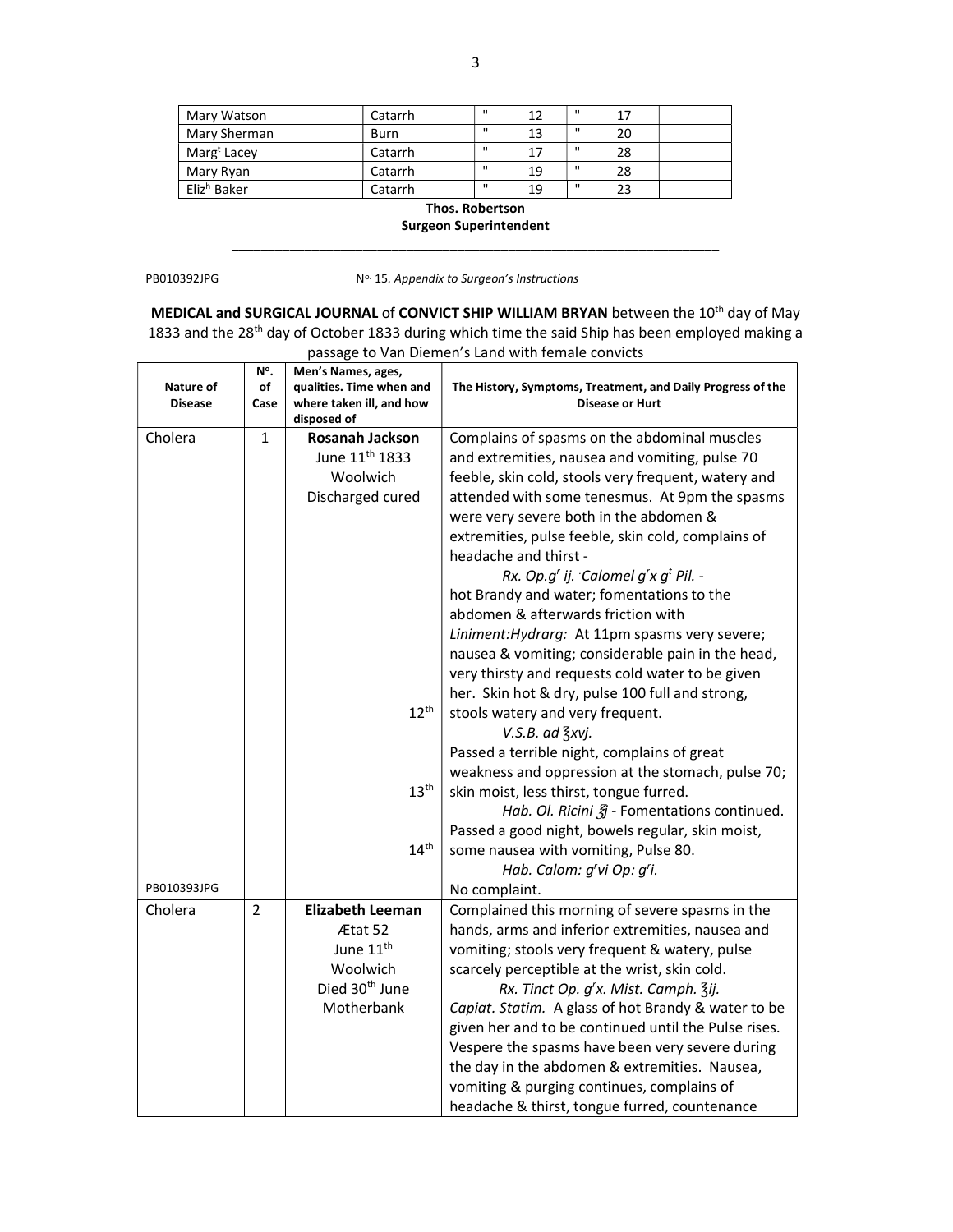| Mary Watson | Catarrh | " 12 | " 17 | |
|---|---|---|---|---|
| Mary Sherman | Burn | " 13 | " 20 | |
| Marg[t] Lacey | Catarrh | " 17 | " 28 | |
| Mary Ryan | Catarrh | " 19 | " 28 | |
| Eliz[h] Baker | Catarrh | " 19 | " 23 | |

**Thos. Robertson**
**Surgeon Superintendent**

---

PB010392JPG N[o.] 15. *Appendix to Surgeon's Instructions*

**MEDICAL and SURGICAL JOURNAL** of **CONVICT SHIP WILLIAM BRYAN** between the 10[th] day of May 1833 and the 28[th] day of October 1833 during which time the said Ship has been employed making a passage to Van Diemen's Land with female convicts

| Nature of Disease | N°. of Case | Men's Names, ages, qualities. Time when and where taken ill, and how disposed of | The History, Symptoms, Treatment, and Daily Progress of the Disease or Hurt |
|---|---|---|---|
| Cholera | 1 | **Rosanah Jackson** June 11[th] 1833 Woolwich Discharged cured | Complains of spasms on the abdominal muscles and extremities, nausea and vomiting, pulse 70 feeble, skin cold, stools very frequent, watery and attended with some tenesmus. At 9pm the spasms were very severe both in the abdomen & extremities, pulse feeble, skin cold, complains of headache and thirst - *Rx. Op.g[r] ij. Calomel g[r]x g[t] Pil.* - hot Brandy and water; fomentations to the abdomen & afterwards friction with *Liniment:Hydrarg:* At 11pm spasms very severe; nausea & vomiting; considerable pain in the head, very thirsty and requests cold water to be given her. Skin hot & dry, pulse 100 full and strong, |
| | | 12[th] | stools watery and very frequent. *V.S.B. ad ℥xvj.* Passed a terrible night, complains of great weakness and oppression at the stomach, pulse 70; |
| | | 13[th] | skin moist, less thirst, tongue furred. *Hab. Ol. Ricini ℥j* - Fomentations continued. Passed a good night, bowels regular, skin moist, |
| | | 14[th] | some nausea with vomiting, Pulse 80. *Hab. Calom: g[r]vi Op: g[r]i.* |
| PB010393JPG | | | No complaint. |
| Cholera | 2 | **Elizabeth Leeman** Ætat 52 June 11[th] Woolwich Died 30[th] June Motherbank | Complained this morning of severe spasms in the hands, arms and inferior extremities, nausea and vomiting; stools very frequent & watery, pulse scarcely perceptible at the wrist, skin cold. *Rx. Tinct Op. g[r]x. Mist. Camph. ℥ij. Capiat. Statim.* A glass of hot Brandy & water to be given her and to be continued until the Pulse rises. Vespere the spasms have been very severe during the day in the abdomen & extremities. Nausea, vomiting & purging continues, complains of headache & thirst, tongue furred, countenance |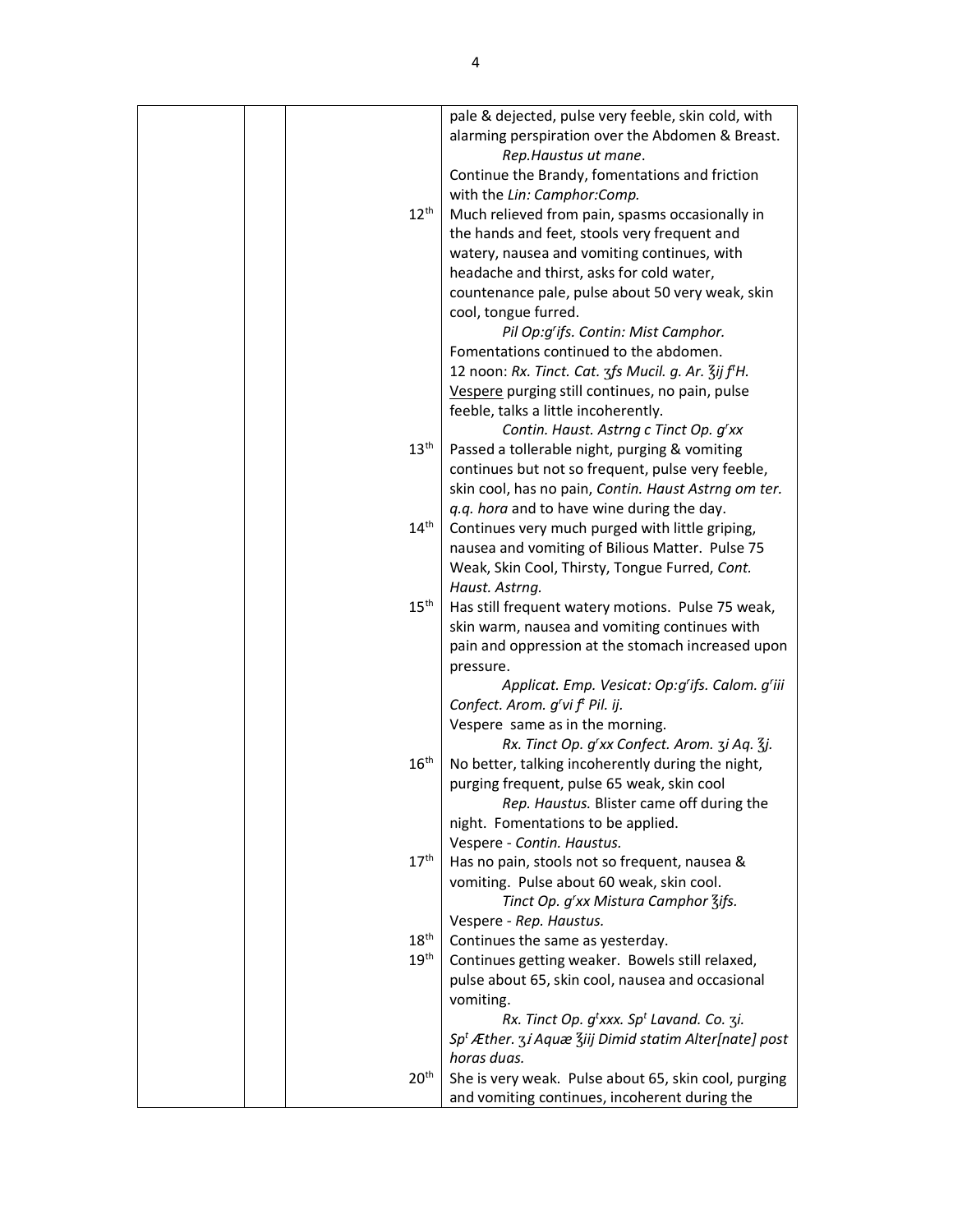| | | | |
|---|---|---|---|
| | | | pale & dejected, pulse very feeble, skin cold, with alarming perspiration over the Abdomen & Breast. *Rep.Haustus ut mane*. Continue the Brandy, fomentations and friction with the *Lin: Camphor:Comp.* |
| | | 12th | Much relieved from pain, spasms occasionally in the hands and feet, stools very frequent and watery, nausea and vomiting continues, with headache and thirst, asks for cold water, countenance pale, pulse about 50 very weak, skin cool, tongue furred. *Pil Op:grifs. Contin: Mist Camphor.* Fomentations continued to the abdomen. 12 noon: *Rx. Tinct. Cat. ʒfs Mucil. g. Ar. ℥ij ftH.* Vespere purging still continues, no pain, pulse feeble, talks a little incoherently. *Contin. Haust. Astrng c Tinct Op. grxx* |
| | | 13th | Passed a tollerable night, purging & vomiting continues but not so frequent, pulse very feeble, skin cool, has no pain, *Contin. Haust Astrng om ter. q.q. hora* and to have wine during the day. |
| | | 14th | Continues very much purged with little griping, nausea and vomiting of Bilious Matter. Pulse 75 Weak, Skin Cool, Thirsty, Tongue Furred, *Cont. Haust. Astrng.* |
| | | 15th | Has still frequent watery motions. Pulse 75 weak, skin warm, nausea and vomiting continues with pain and oppression at the stomach increased upon pressure. *Applicat. Emp. Vesicat: Op:grifs. Calom. griii Confect. Arom. grvi ft Pil. ij.* Vespere same as in the morning. *Rx. Tinct Op. grxx Confect. Arom. ʒi Aq. ℥j.* |
| | | 16th | No better, talking incoherently during the night, purging frequent, pulse 65 weak, skin cool *Rep. Haustus.* Blister came off during the night. Fomentations to be applied. Vespere - *Contin. Haustus.* |
| | | 17th | Has no pain, stools not so frequent, nausea & vomiting. Pulse about 60 weak, skin cool. *Tinct Op. grxx Mistura Camphor ℥ifs.* Vespere - *Rep. Haustus.* |
| | | 18th | Continues the same as yesterday. |
| | | 19th | Continues getting weaker. Bowels still relaxed, pulse about 65, skin cool, nausea and occasional vomiting. *Rx. Tinct Op. gtxxx. Spt Lavand. Co. ʒi. Spt Æther. ʒi Aquæ ℥iij Dimid statim Alter[nate] post horas duas.* |
| | | 20th | She is very weak. Pulse about 65, skin cool, purging and vomiting continues, incoherent during the |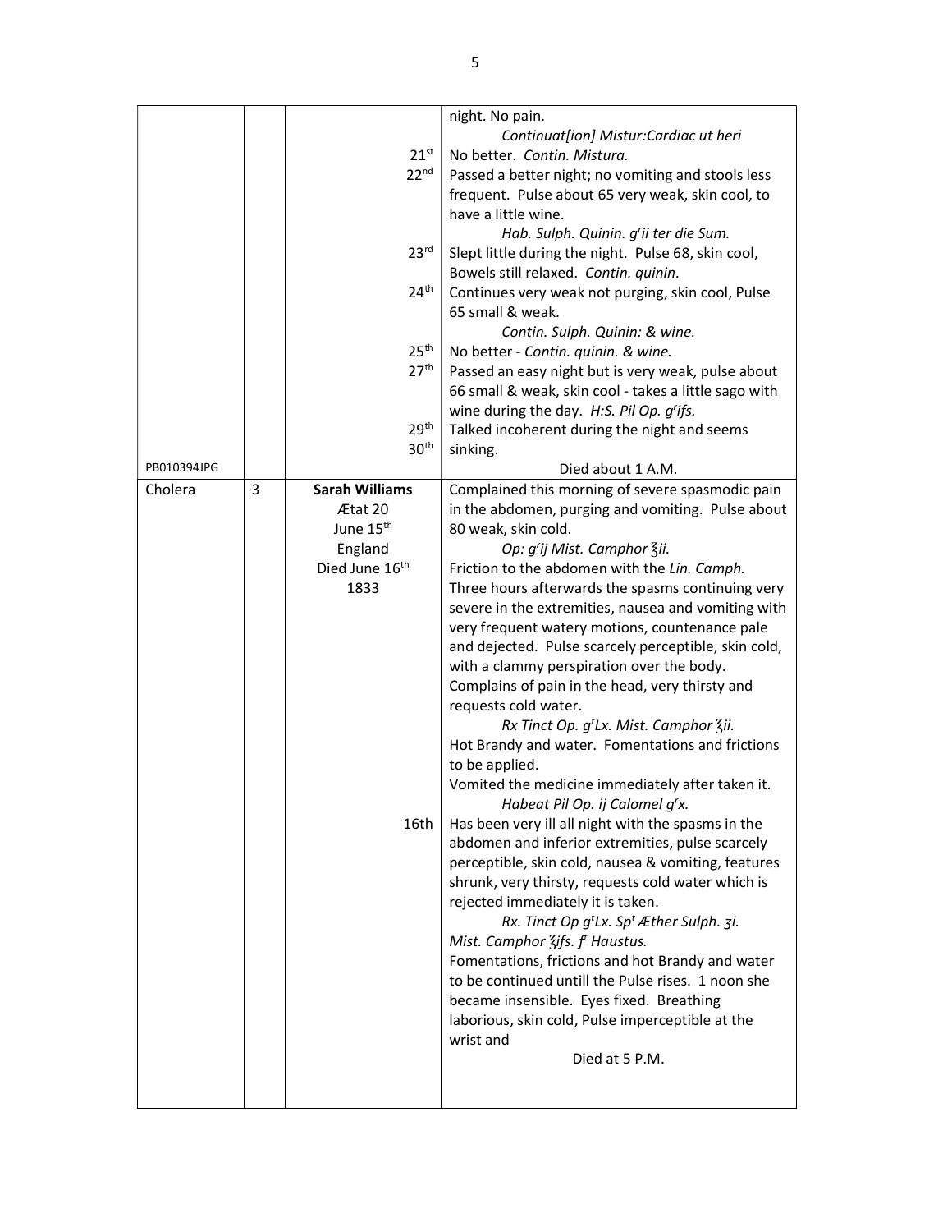| | | | |
|---|---|---|---|
| | | | night. No pain. *Continuat[ion] Mistur:Cardiac ut heri* |
| | | 21st | No better. *Contin. Mistura.* |
| | | 22nd | Passed a better night; no vomiting and stools less frequent. Pulse about 65 very weak, skin cool, to have a little wine. *Hab. Sulph. Quinin. grii ter die Sum.* |
| | | 23rd | Slept little during the night. Pulse 68, skin cool, Bowels still relaxed. *Contin. quinin.* |
| | | 24th | Continues very weak not purging, skin cool, Pulse 65 small & weak. *Contin. Sulph. Quinin: & wine.* |
| | | 25th | No better - *Contin. quinin. & wine.* |
| | | 27th | Passed an easy night but is very weak, pulse about 66 small & weak, skin cool - takes a little sago with wine during the day. *H:S. Pil Op. grifs.* |
| | | 29th | Talked incoherent during the night and seems |
| | | 30th | sinking. |
| PB010394JPG | | | Died about 1 A.M. |
| Cholera | 3 | **Sarah Williams** Ætat 20 June 15th England Died June 16th 1833 | Complained this morning of severe spasmodic pain in the abdomen, purging and vomiting. Pulse about 80 weak, skin cold. *Op: grij Mist. Camphor ℥ii.* Friction to the abdomen with the *Lin. Camph.* Three hours afterwards the spasms continuing very severe in the extremities, nausea and vomiting with very frequent watery motions, countenance pale and dejected. Pulse scarcely perceptible, skin cold, with a clammy perspiration over the body. Complains of pain in the head, very thirsty and requests cold water. *Rx Tinct Op. gtLx. Mist. Camphor ℥ii.* Hot Brandy and water. Fomentations and frictions to be applied. Vomited the medicine immediately after taken it. *Habeat Pil Op. ij Calomel grx.* |
| | | 16th | Has been very ill all night with the spasms in the abdomen and inferior extremities, pulse scarcely perceptible, skin cold, nausea & vomiting, features shrunk, very thirsty, requests cold water which is rejected immediately it is taken. *Rx. Tinct Op gtLx. Spt Æther Sulph. ʒi. Mist. Camphor ℥ifs. ft Haustus.* Fomentations, frictions and hot Brandy and water to be continued untill the Pulse rises. 1 noon she became insensible. Eyes fixed. Breathing laborious, skin cold, Pulse imperceptible at the wrist and Died at 5 P.M. |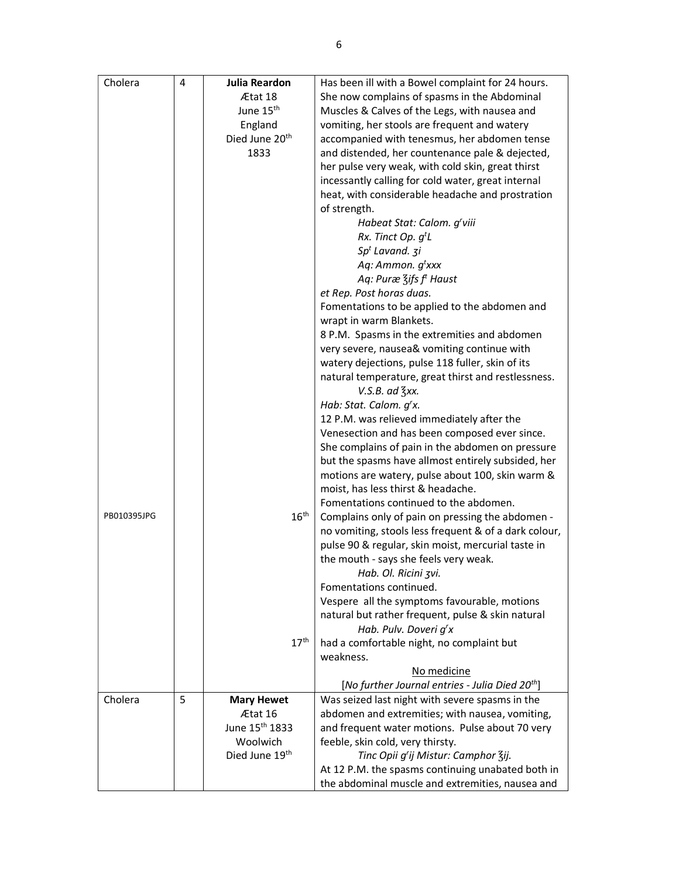| Cholera | 4 | **Julia Reardon**<br>Ætat 18<br>June 15th<br>England<br>Died June 20th<br>1833 | Has been ill with a Bowel complaint for 24 hours. She now complains of spasms in the Abdominal Muscles & Calves of the Legs, with nausea and vomiting, her stools are frequent and watery accompanied with tenesmus, her abdomen tense and distended, her countenance pale & dejected, her pulse very weak, with cold skin, great thirst incessantly calling for cold water, great internal heat, with considerable headache and prostration of strength.<br>*Habeat Stat: Calom. g$^r$viii*<br>*Rx. Tinct Op. g$^t$L*<br>*Sp$^t$ Lavand. ʒi*<br>*Aq: Ammon. g$^t$xxx*<br>*Aq: Puræ ℥ifs f$^t$ Haust*<br>*et Rep. Post horas duas.*<br>Fomentations to be applied to the abdomen and wrapt in warm Blankets.<br>8 P.M. Spasms in the extremities and abdomen very severe, nausea& vomiting continue with watery dejections, pulse 118 fuller, skin of its natural temperature, great thirst and restlessness.<br>*V.S.B. ad ℥xx.*<br>*Hab: Stat. Calom. g$^r$x.*<br>12 P.M. was relieved immediately after the Venesection and has been composed ever since. She complains of pain in the abdomen on pressure but the spasms have allmost entirely subsided, her motions are watery, pulse about 100, skin warm & moist, has less thirst & headache.<br>Fomentations continued to the abdomen. |
|---|---|---|---|
| PB010395JPG | | 16th | Complains only of pain on pressing the abdomen - no vomiting, stools less frequent & of a dark colour, pulse 90 & regular, skin moist, mercurial taste in the mouth - says she feels very weak.<br>*Hab. Ol. Ricini ʒvi.*<br>Fomentations continued.<br>Vespere all the symptoms favourable, motions natural but rather frequent, pulse & skin natural<br>*Hab. Pulv. Doveri g$^r$x* |
| | | 17th | had a comfortable night, no complaint but weakness.<br>No medicine<br>[*No further Journal entries - Julia Died 20th*] |
| Cholera | 5 | **Mary Hewet**<br>Ætat 16<br>June 15th 1833<br>Woolwich<br>Died June 19th | Was seized last night with severe spasms in the abdomen and extremities; with nausea, vomiting, and frequent water motions. Pulse about 70 very feeble, skin cold, very thirsty.<br>*Tinc Opii g$^r$ij Mistur: Camphor ℥ij.*<br>At 12 P.M. the spasms continuing unabated both in the abdominal muscle and extremities, nausea and |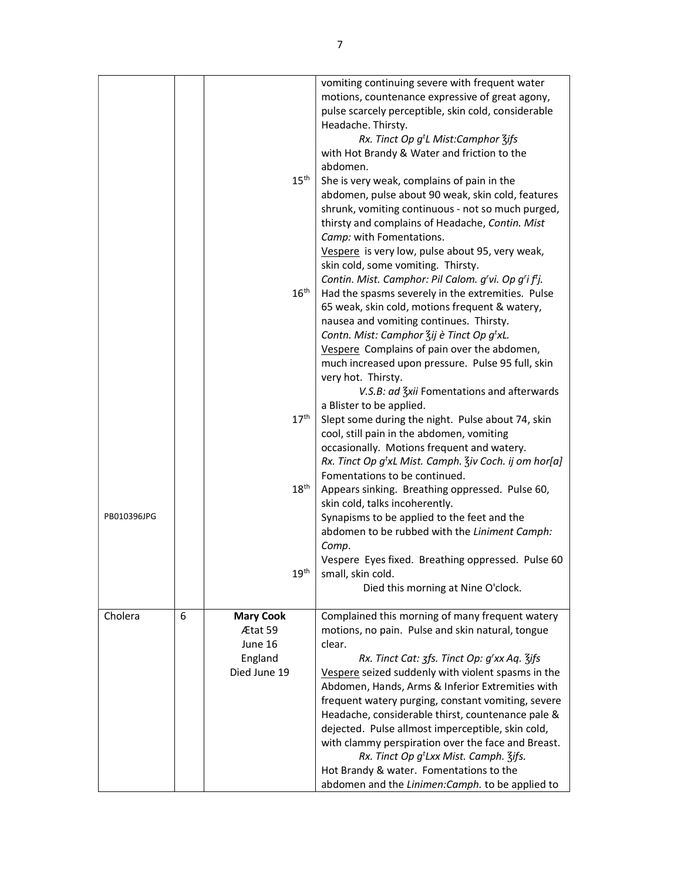| | | | |
|---|---|---|---|
| | | | vomiting continuing severe with frequent water motions, countenance expressive of great agony, pulse scarcely perceptible, skin cold, considerable Headache. Thirsty.<br>*Rx. Tinct Op g$^t$L Mist:Camphor ℥ifs*<br>with Hot Brandy & Water and friction to the abdomen. |
| | | 15$^{th}$ | She is very weak, complains of pain in the abdomen, pulse about 90 weak, skin cold, features shrunk, vomiting continuous - not so much purged, thirsty and complains of Headache, *Contin. Mist Camp:* with Fomentations.<br>Vespere is very low, pulse about 95, very weak, skin cold, some vomiting. Thirsty.<br>*Contin. Mist. Camphor: Pil Calom. g$^r$vi. Op g$^r$i f$^t$j.* |
| | | 16$^{th}$ | Had the spasms severely in the extremities. Pulse 65 weak, skin cold, motions frequent & watery, nausea and vomiting continues. Thirsty.<br>*Contn. Mist: Camphor ℥ij è Tinct Op g$^t$xL.*<br>Vespere Complains of pain over the abdomen, much increased upon pressure. Pulse 95 full, skin very hot. Thirsty.<br>*V.S.B: ad ℥xii* Fomentations and afterwards a Blister to be applied. |
| | | 17$^{th}$ | Slept some during the night. Pulse about 74, skin cool, still pain in the abdomen, vomiting occasionally. Motions frequent and watery.<br>*Rx. Tinct Op g$^t$xL Mist. Camph. ℥iv Coch. ij om hor[a]*<br>Fomentations to be continued. |
| PB010396JPG | | 18$^{th}$ | Appears sinking. Breathing oppressed. Pulse 60, skin cold, talks incoherently.<br>Synapisms to be applied to the feet and the abdomen to be rubbed with the *Liniment Camph: Comp*.<br>Vespere Eyes fixed. Breathing oppressed. Pulse 60 small, skin cold. |
| | | 19$^{th}$ | Died this morning at Nine O'clock. |
| Cholera | 6 | **Mary Cook**<br>Ætat 59<br>June 16<br>England<br>Died June 19 | Complained this morning of many frequent watery motions, no pain. Pulse and skin natural, tongue clear.<br>*Rx. Tinct Cat: ʒfs. Tinct Op: g$^r$xx Aq. ℥ifs*<br>Vespere seized suddenly with violent spasms in the Abdomen, Hands, Arms & Inferior Extremities with frequent watery purging, constant vomiting, severe Headache, considerable thirst, countenance pale & dejected. Pulse allmost imperceptible, skin cold, with clammy perspiration over the face and Breast.<br>*Rx. Tinct Op g$^t$Lxx Mist. Camph. ℥ifs.*<br>Hot Brandy & water. Fomentations to the abdomen and the *Linimen:Camph.* to be applied to |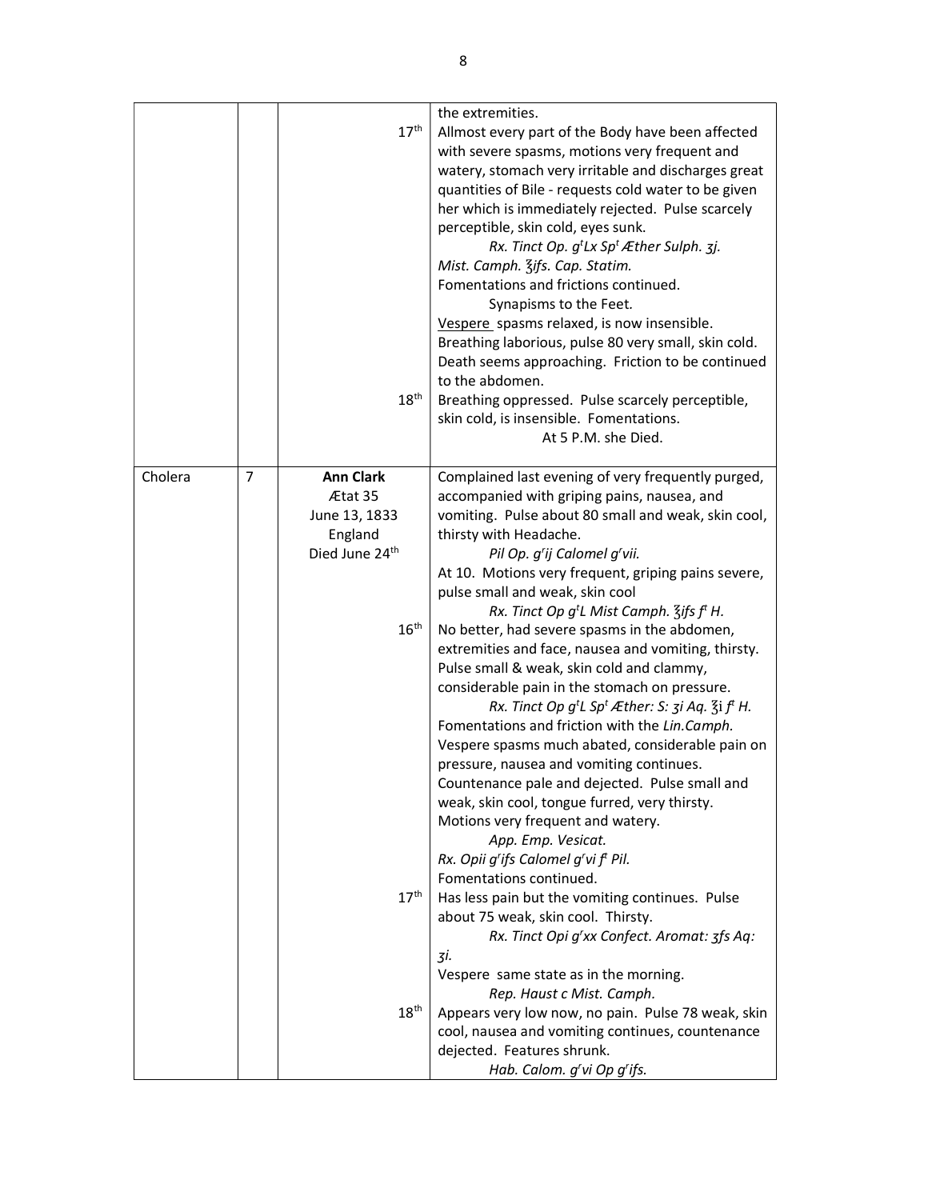| | | | |
|---|---|---|---|
| | | 17th | the extremities.<br>Allmost every part of the Body have been affected with severe spasms, motions very frequent and watery, stomach very irritable and discharges great quantities of Bile - requests cold water to be given her which is immediately rejected. Pulse scarcely perceptible, skin cold, eyes sunk.<br>*Rx. Tinct Op. gtLx Spt Æther Sulph. ʒj. Mist. Camph. ℥ifs. Cap. Statim.*<br>Fomentations and frictions continued.<br>Synapisms to the Feet.<br><u>Vespere</u> spasms relaxed, is now insensible. Breathing laborious, pulse 80 very small, skin cold. Death seems approaching. Friction to be continued to the abdomen. |
| | | 18th | Breathing oppressed. Pulse scarcely perceptible, skin cold, is insensible. Fomentations.<br>At 5 P.M. she Died. |
| Cholera | 7 | **Ann Clark**<br>Ætat 35<br>June 13, 1833<br>England<br>Died June 24th | Complained last evening of very frequently purged, accompanied with griping pains, nausea, and vomiting. Pulse about 80 small and weak, skin cool, thirsty with Headache.<br>*Pil Op. grij Calomel grvii.*<br>At 10. Motions very frequent, griping pains severe, pulse small and weak, skin cool<br>*Rx. Tinct Op gtL Mist Camph. ℥ifs ft H.* |
| | | 16th | No better, had severe spasms in the abdomen, extremities and face, nausea and vomiting, thirsty. Pulse small & weak, skin cold and clammy, considerable pain in the stomach on pressure.<br>*Rx. Tinct Op gtL Spt Æther: S: ʒi Aq. ℥i ft H.*<br>Fomentations and friction with the *Lin.Camph.*<br>Vespere spasms much abated, considerable pain on pressure, nausea and vomiting continues. Countenance pale and dejected. Pulse small and weak, skin cool, tongue furred, very thirsty. Motions very frequent and watery.<br>*App. Emp. Vesicat.*<br>*Rx. Opii grifs Calomel grvi ft Pil.*<br>Fomentations continued. |
| | | 17th | Has less pain but the vomiting continues. Pulse about 75 weak, skin cool. Thirsty.<br>*Rx. Tinct Opi grxx Confect. Aromat: ʒfs Aq: ʒi.*<br>Vespere same state as in the morning.<br>*Rep. Haust c Mist. Camph.* |
| | | 18th | Appears very low now, no pain. Pulse 78 weak, skin cool, nausea and vomiting continues, countenance dejected. Features shrunk.<br>*Hab. Calom. grvi Op grifs.* |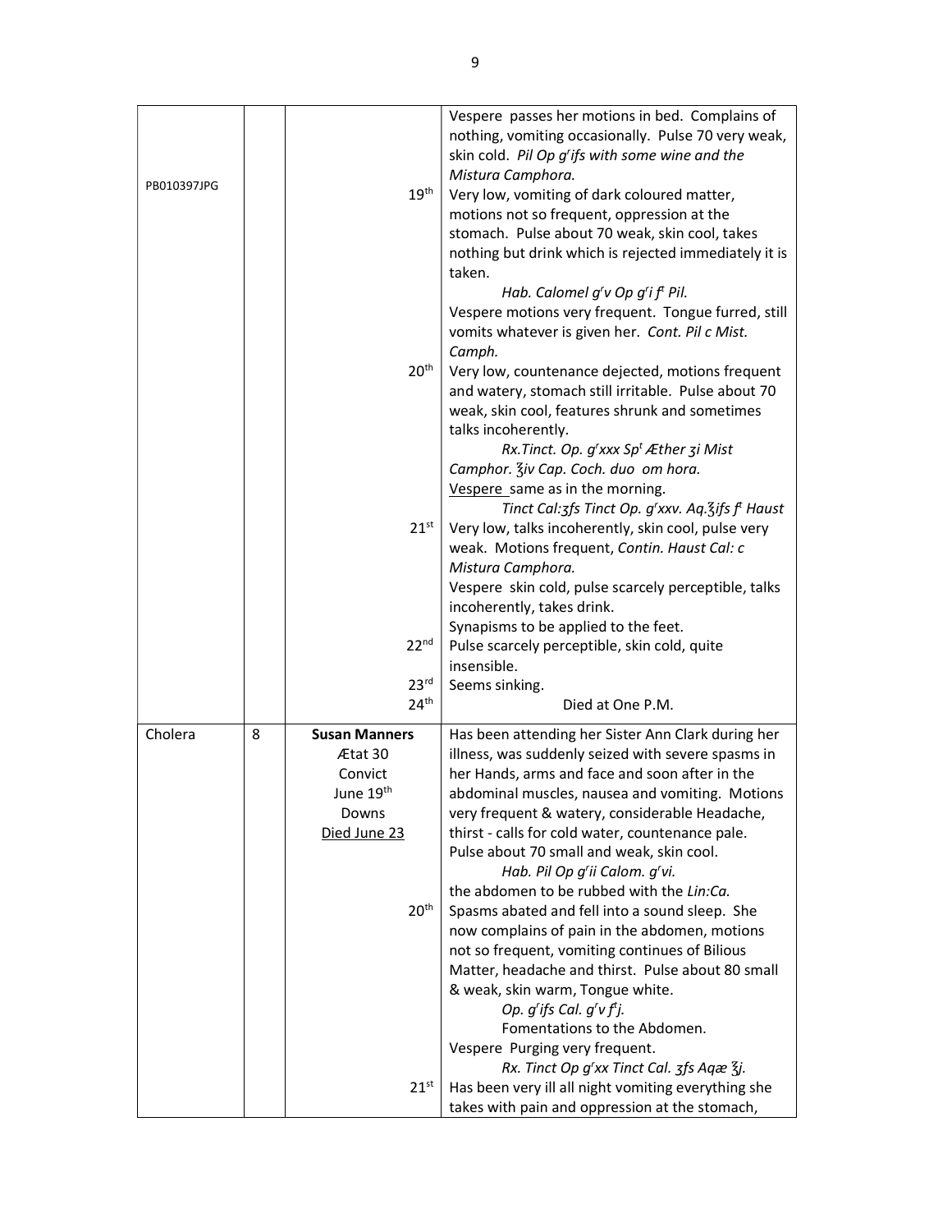| | | | |
|---|---|---|---|
| PB010397JPG | | 19th<br><br><br><br><br><br><br><br><br>20th<br><br><br><br><br><br><br><br><br>21st<br><br><br><br><br><br>22nd<br><br>23rd<br>24th | Vespere passes her motions in bed. Complains of nothing, vomiting occasionally. Pulse 70 very weak, skin cold. *Pil Op gr ifs with some wine and the Mistura Camphora.*<br>Very low, vomiting of dark coloured matter, motions not so frequent, oppression at the stomach. Pulse about 70 weak, skin cool, takes nothing but drink which is rejected immediately it is taken.<br>*Hab. Calomel gr v Op gr i ft Pil.*<br>Vespere motions very frequent. Tongue furred, still vomits whatever is given her. *Cont. Pil c Mist. Camph.*<br>Very low, countenance dejected, motions frequent and watery, stomach still irritable. Pulse about 70 weak, skin cool, features shrunk and sometimes talks incoherently.<br>*Rx.Tinct. Op. gr xxx Spt Æther ʒi Mist Camphor. ℥iv Cap. Coch. duo om hora.*<br>Vespere same as in the morning.<br>*Tinct Cal:ʒfs Tinct Op. gr xxv. Aq.ʒifs ft Haust*<br>Very low, talks incoherently, skin cool, pulse very weak. Motions frequent, *Contin. Haust Cal: c Mistura Camphora.*<br>Vespere skin cold, pulse scarcely perceptible, talks incoherently, takes drink.<br>Synapisms to be applied to the feet.<br>Pulse scarcely perceptible, skin cold, quite insensible.<br>Seems sinking.<br>Died at One P.M. |
| Cholera | 8 | **Susan Manners**<br>Ætat 30<br>Convict<br>June 19th<br>Downs<br>Died June 23<br><br><br><br><br><br>20th<br><br><br><br><br><br><br><br><br><br>21st | Has been attending her Sister Ann Clark during her illness, was suddenly seized with severe spasms in her Hands, arms and face and soon after in the abdominal muscles, nausea and vomiting. Motions very frequent & watery, considerable Headache, thirst - calls for cold water, countenance pale. Pulse about 70 small and weak, skin cool.<br>*Hab. Pil Op gr ii Calom. gr vi.*<br>the abdomen to be rubbed with the *Lin:Ca.*<br>Spasms abated and fell into a sound sleep. She now complains of pain in the abdomen, motions not so frequent, vomiting continues of Bilious Matter, headache and thirst. Pulse about 80 small & weak, skin warm, Tongue white.<br>*Op. gr ifs Cal. gr v ft j.*<br>Fomentations to the Abdomen.<br>Vespere Purging very frequent.<br>*Rx. Tinct Op gr xx Tinct Cal. ʒfs Aqæ ℥j.*<br>Has been very ill all night vomiting everything she takes with pain and oppression at the stomach, |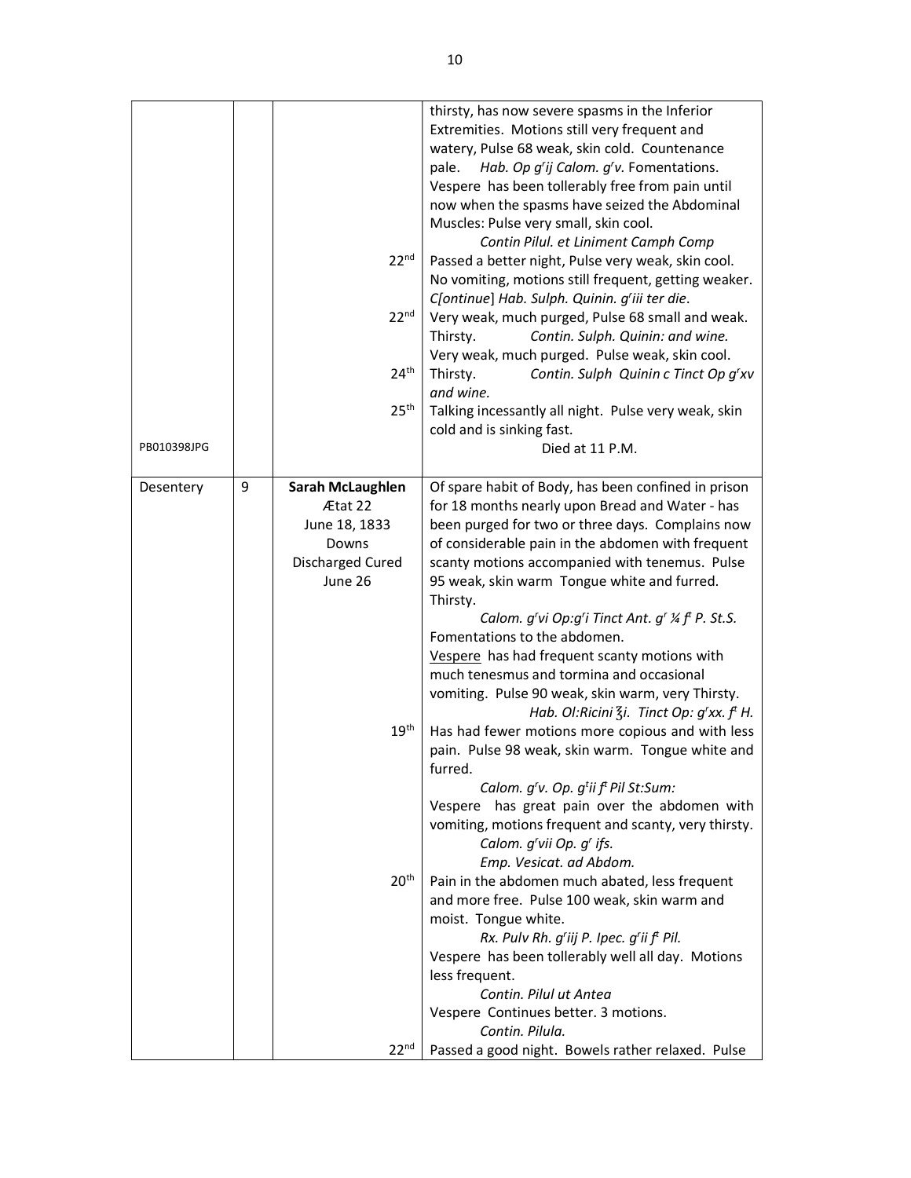| | | | |
|---|---|---|---|
| | | | thirsty, has now severe spasms in the Inferior Extremities. Motions still very frequent and watery, Pulse 68 weak, skin cold. Countenance pale. *Hab. Op $g^r$ij Calom. $g^r$v.* Fomentations. Vespere has been tollerably free from pain until now when the spasms have seized the Abdominal Muscles: Pulse very small, skin cool. *Contin Pilul. et Liniment Camph Comp* |
| | | 22nd | Passed a better night, Pulse very weak, skin cool. No vomiting, motions still frequent, getting weaker. *C[ontinue] Hab. Sulph. Quinin. $g^r$iii ter die.* |
| | | 22nd | Very weak, much purged, Pulse 68 small and weak. Thirsty. *Contin. Sulph. Quinin: and wine.* Very weak, much purged. Pulse weak, skin cool. |
| | | 24th | Thirsty. *Contin. Sulph Quinin c Tinct Op $g^r$xv and wine.* |
| | | 25th | Talking incessantly all night. Pulse very weak, skin cold and is sinking fast. |
| PB010398JPG | | | Died at 11 P.M. |
| Desentery | 9 | **Sarah McLaughlen** Ætat 22 June 18, 1833 Downs Discharged Cured June 26 | Of spare habit of Body, has been confined in prison for 18 months nearly upon Bread and Water - has been purged for two or three days. Complains now of considerable pain in the abdomen with frequent scanty motions accompanied with tenemus. Pulse 95 weak, skin warm Tongue white and furred. Thirsty. *Calom. $g^r$vi Op:$g^r$i Tinct Ant. $g^r$ ¼ $f^t$ P. St.S.* Fomentations to the abdomen. <u>Vespere</u> has had frequent scanty motions with much tenesmus and tormina and occasional vomiting. Pulse 90 weak, skin warm, very Thirsty. *Hab. Ol:Ricini ℥i. Tinct Op: $g^r$xx. $f^t$ H.* |
| | | 19th | Has had fewer motions more copious and with less pain. Pulse 98 weak, skin warm. Tongue white and furred. *Calom. $g^r$v. Op. $g^t$ii $f^t$ Pil St:Sum:* Vespere has great pain over the abdomen with vomiting, motions frequent and scanty, very thirsty. *Calom. $g^r$vii Op. $g^r$ ifs. Emp. Vesicat. ad Abdom.* |
| | | 20th | Pain in the abdomen much abated, less frequent and more free. Pulse 100 weak, skin warm and moist. Tongue white. *Rx. Pulv Rh. $g^r$iij P. Ipec. $g^r$ii $f^t$ Pil.* Vespere has been tollerably well all day. Motions less frequent. *Contin. Pilul ut Antea* Vespere Continues better. 3 motions. *Contin. Pilula.* |
| | | 22nd | Passed a good night. Bowels rather relaxed. Pulse |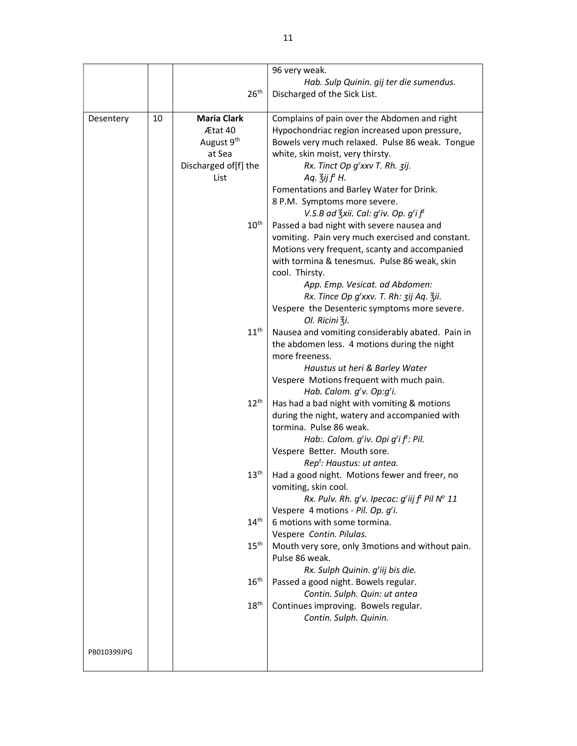| | | | |
|---|---|---|---|
| | | | 96 very weak. |
| | | | *Hab. Sulp Quinin. gij ter die sumendus.* |
| | | 26th | Discharged of the Sick List. |
| Desentery | 10 | **Maria Clark**<br>Ætat 40<br>August 9th<br>at Sea<br>Discharged of[f] the List | Complains of pain over the Abdomen and right Hypochondriac region increased upon pressure, Bowels very much relaxed. Pulse 86 weak. Tongue white, skin moist, very thirsty.<br>*Rx. Tinct Op grxxv T. Rh. ʒij.*<br>*Aq. ℥ij ft H.*<br>Fomentations and Barley Water for Drink.<br>8 P.M. Symptoms more severe.<br>*V.S.B ad ℥xii. Cal: griv. Op. gri ft* |
| | | 10th | Passed a bad night with severe nausea and vomiting. Pain very much exercised and constant. Motions very frequent, scanty and accompanied with tormina & tenesmus. Pulse 86 weak, skin cool. Thirsty.<br>*App. Emp. Vesicat. ad Abdomen:*<br>*Rx. Tince Op grxxv. T. Rh: ʒij Aq. ℥ii.*<br>Vespere the Desenteric symptoms more severe.<br>*Ol. Ricini ℥i.* |
| | | 11th | Nausea and vomiting considerably abated. Pain in the abdomen less. 4 motions during the night more freeness.<br>*Haustus ut heri & Barley Water*<br>Vespere Motions frequent with much pain.<br>*Hab. Calom. grv. Op:gri.* |
| | | 12th | Has had a bad night with vomiting & motions during the night, watery and accompanied with tormina. Pulse 86 weak.<br>*Hab:. Calom. griv. Opi gri ft: Pil.*<br>Vespere Better. Mouth sore.<br>*Rept: Haustus: ut antea.* |
| | | 13th | Had a good night. Motions fewer and freer, no vomiting, skin cool.<br>*Rx. Pulv. Rh. grv. Ipecac: griij ft Pil No 11*<br>Vespere 4 motions - *Pil. Op. gri.* |
| | | 14th | 6 motions with some tormina.<br>Vespere *Contin. Pilulas.* |
| | | 15th | Mouth very sore, only 3motions and without pain. Pulse 86 weak.<br>*Rx. Sulph Quinin. griij bis die.* |
| | | 16th | Passed a good night. Bowels regular.<br>*Contin. Sulph. Quin: ut antea* |
| | | 18th | Continues improving. Bowels regular.<br>*Contin. Sulph. Quinin.* |
| PB010399JPG | | | |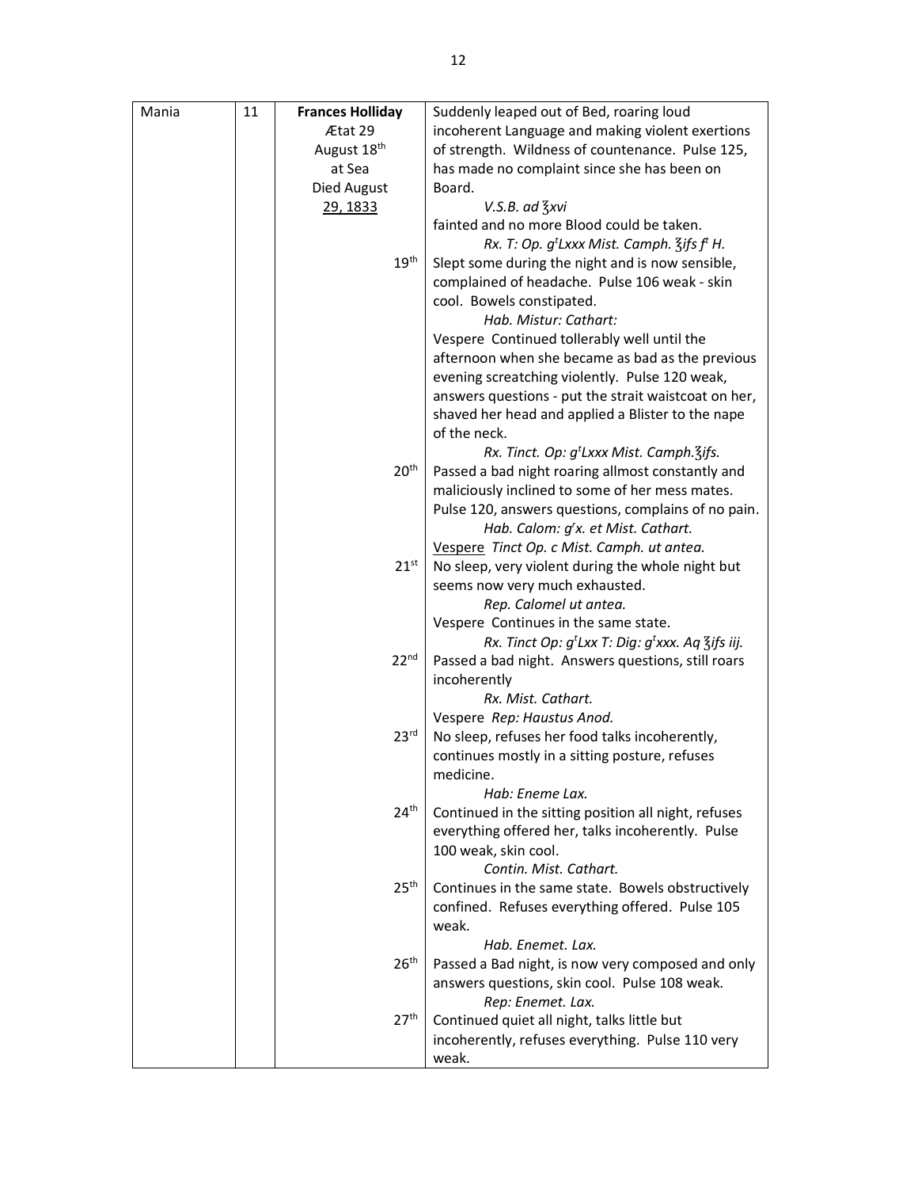| Mania | 11 | **Frances Holliday**<br>Ætat 29<br>August 18th<br>at Sea<br>Died August<br><u>29, 1833</u> | Suddenly leaped out of Bed, roaring loud incoherent Language and making violent exertions of strength. Wildness of countenance. Pulse 125, has made no complaint since she has been on Board.<br>*V.S.B. ad ℥xvi*<br>fainted and no more Blood could be taken.<br>*Rx. T: Op. g^t^Lxxx Mist. Camph. ℥ifs f^t^ H.* |
|---|---|---|---|
| | | 19th | Slept some during the night and is now sensible, complained of headache. Pulse 106 weak - skin cool. Bowels constipated.<br>*Hab. Mistur: Cathart:*<br>Vespere Continued tollerably well until the afternoon when she became as bad as the previous evening screatching violently. Pulse 120 weak, answers questions - put the strait waistcoat on her, shaved her head and applied a Blister to the nape of the neck.<br>*Rx. Tinct. Op: g^t^Lxxx Mist. Camph.℥ifs.* |
| | | 20th | Passed a bad night roaring allmost constantly and maliciously inclined to some of her mess mates. Pulse 120, answers questions, complains of no pain.<br>*Hab. Calom: g^r^x. et Mist. Cathart.*<br><u>Vespere</u> *Tinct Op. c Mist. Camph. ut antea.* |
| | | 21st | No sleep, very violent during the whole night but seems now very much exhausted.<br>*Rep. Calomel ut antea.*<br>Vespere Continues in the same state.<br>*Rx. Tinct Op: g^t^Lxx T: Dig: g^t^xxx. Aq ℥ifs iij.* |
| | | 22nd | Passed a bad night. Answers questions, still roars incoherently<br>*Rx. Mist. Cathart.*<br>Vespere *Rep: Haustus Anod.* |
| | | 23rd | No sleep, refuses her food talks incoherently, continues mostly in a sitting posture, refuses medicine.<br>*Hab: Eneme Lax.* |
| | | 24th | Continued in the sitting position all night, refuses everything offered her, talks incoherently. Pulse 100 weak, skin cool.<br>*Contin. Mist. Cathart.* |
| | | 25th | Continues in the same state. Bowels obstructively confined. Refuses everything offered. Pulse 105 weak.<br>*Hab. Enemet. Lax.* |
| | | 26th | Passed a Bad night, is now very composed and only answers questions, skin cool. Pulse 108 weak.<br>*Rep: Enemet. Lax.* |
| | | 27th | Continued quiet all night, talks little but incoherently, refuses everything. Pulse 110 very weak. |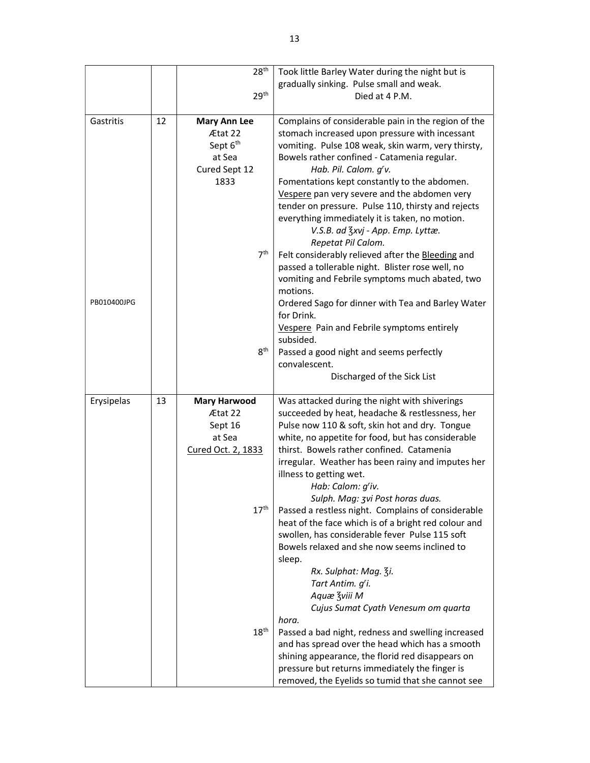| | | | |
|---|---|---|---|
| | | 28th | Took little Barley Water during the night but is gradually sinking. Pulse small and weak. |
| | | 29th | Died at 4 P.M. |
| Gastritis | 12 | **Mary Ann Lee** Ætat 22 Sept 6th at Sea Cured Sept 12 1833 | Complains of considerable pain in the region of the stomach increased upon pressure with incessant vomiting. Pulse 108 weak, skin warm, very thirsty, Bowels rather confined - Catamenia regular. *Hab. Pil. Calom. grv.* Fomentations kept constantly to the abdomen. <u>Vespere</u> pan very severe and the abdomen very tender on pressure. Pulse 110, thirsty and rejects everything immediately it is taken, no motion. *V.S.B. ad ℥xvj - App. Emp. Lyttæ. Repetat Pil Calom.* |
| | | 7th | Felt considerably relieved after the <u>Bleeding</u> and passed a tollerable night. Blister rose well, no vomiting and Febrile symptoms much abated, two motions. |
| PB010400JPG | | | Ordered Sago for dinner with Tea and Barley Water for Drink. <u>Vespere</u> Pain and Febrile symptoms entirely subsided. |
| | | 8th | Passed a good night and seems perfectly convalescent. Discharged of the Sick List |
| Erysipelas | 13 | **Mary Harwood** Ætat 22 Sept 16 at Sea <u>Cured Oct. 2, 1833</u> | Was attacked during the night with shiverings succeeded by heat, headache & restlessness, her Pulse now 110 & soft, skin hot and dry. Tongue white, no appetite for food, but has considerable thirst. Bowels rather confined. Catamenia irregular. Weather has been rainy and imputes her illness to getting wet. *Hab: Calom: griv. Sulph. Mag: ʒvi Post horas duas.* |
| | | 17th | Passed a restless night. Complains of considerable heat of the face which is of a bright red colour and swollen, has considerable fever Pulse 115 soft Bowels relaxed and she now seems inclined to sleep. *Rx. Sulphat: Mag. ℥i. Tart Antim. gri. Aquæ ℥viii M Cujus Sumat Cyath Venesum om quarta hora.* |
| | | 18th | Passed a bad night, redness and swelling increased and has spread over the head which has a smooth shining appearance, the florid red disappears on pressure but returns immediately the finger is removed, the Eyelids so tumid that she cannot see |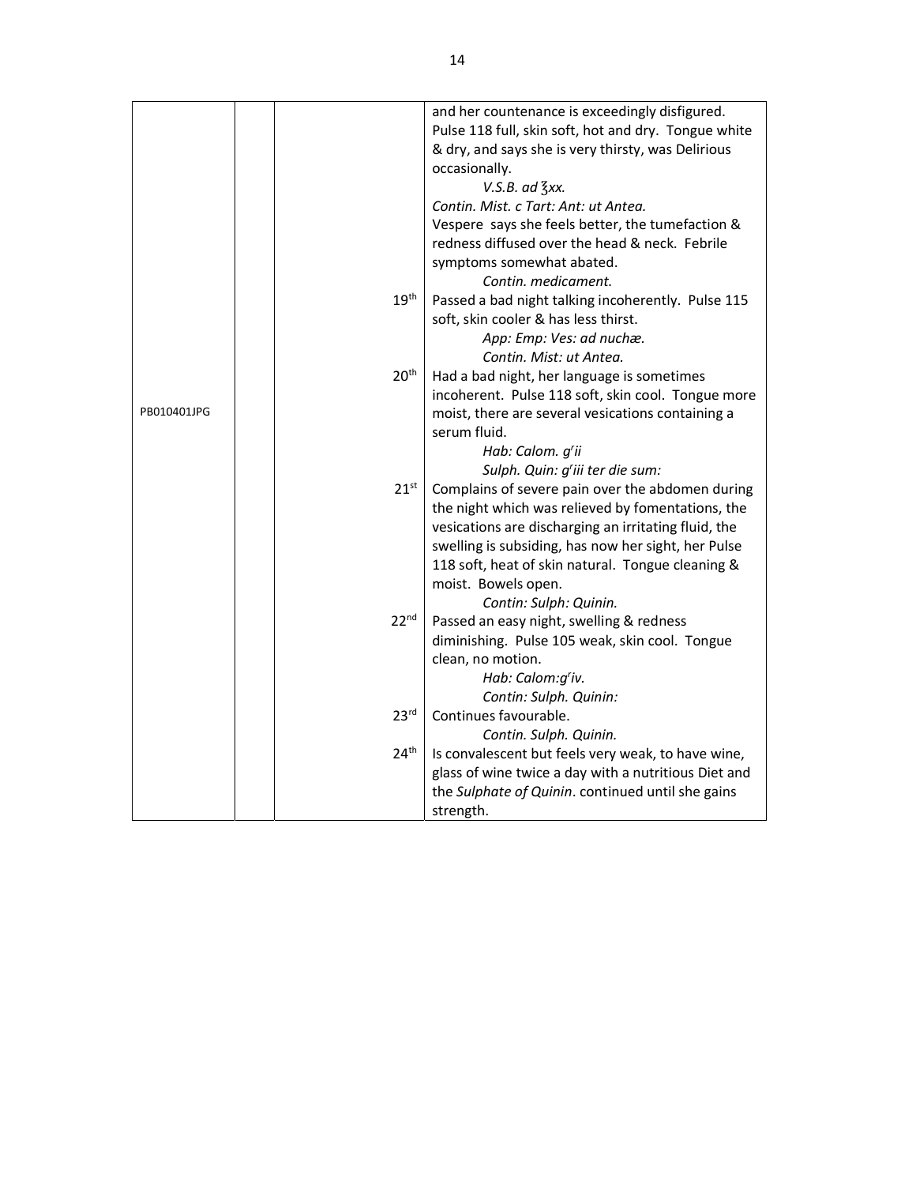| | | | |
|---|---|---|---|
| | | | and her countenance is exceedingly disfigured. Pulse 118 full, skin soft, hot and dry. Tongue white & dry, and says she is very thirsty, was Delirious occasionally.<br>*V.S.B. ad ℥xx.*<br>*Contin. Mist. c Tart: Ant: ut Antea.*<br>Vespere says she feels better, the tumefaction & redness diffused over the head & neck. Febrile symptoms somewhat abated.<br>*Contin. medicament.* |
| | | 19th | Passed a bad night talking incoherently. Pulse 115 soft, skin cooler & has less thirst.<br>*App: Emp: Ves: ad nuchæ.*<br>*Contin. Mist: ut Antea.* |
| PB010401JPG | | 20th | Had a bad night, her language is sometimes incoherent. Pulse 118 soft, skin cool. Tongue more moist, there are several vesications containing a serum fluid.<br>*Hab: Calom. grii*<br>*Sulph. Quin: griii ter die sum:* |
| | | 21st | Complains of severe pain over the abdomen during the night which was relieved by fomentations, the vesications are discharging an irritating fluid, the swelling is subsiding, has now her sight, her Pulse 118 soft, heat of skin natural. Tongue cleaning & moist. Bowels open.<br>*Contin: Sulph: Quinin.* |
| | | 22nd | Passed an easy night, swelling & redness diminishing. Pulse 105 weak, skin cool. Tongue clean, no motion.<br>*Hab: Calom:griv.*<br>*Contin: Sulph. Quinin:* |
| | | 23rd | Continues favourable.<br>*Contin. Sulph. Quinin.* |
| | | 24th | Is convalescent but feels very weak, to have wine, glass of wine twice a day with a nutritious Diet and the *Sulphate of Quinin*. continued until she gains strength. |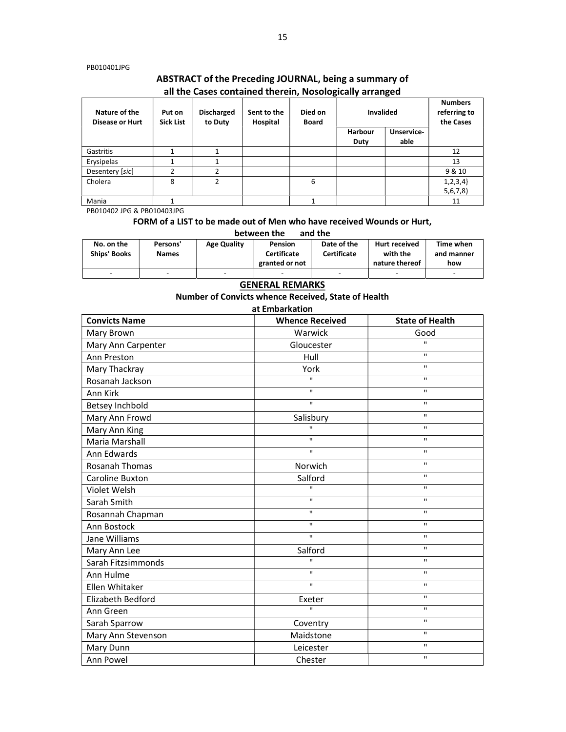PB010401JPG

## ABSTRACT of the Preceding JOURNAL, being a summary of all the Cases contained therein, Nosologically arranged

| Nature of the Disease or Hurt | Put on Sick List | Discharged to Duty | Sent to the Hospital | Died on Board | Invalided | | Numbers referring to the Cases |
|---|---|---|---|---|---|---|---|
| | | | | | Harbour Duty | Unservice-able | |
| Gastritis | 1 | 1 | | | | | 12 |
| Erysipelas | 1 | 1 | | | | | 13 |
| Desentery [sic] | 2 | 2 | | | | | 9 & 10 |
| Cholera | 8 | 2 | | 6 | | | 1,2,3,4} 5,6,7,8) |
| Mania | 1 | | | 1 | | | 11 |

PB010402 JPG & PB010403JPG

### FORM of a LIST to be made out of Men who have received Wounds or Hurt, between the and the

| No. on the Ships' Books | Persons' Names | Age Quality | Pension Certificate granted or not | Date of the Certificate | Hurt received with the nature thereof | Time when and manner how |
|---|---|---|---|---|---|---|
| - | - | - | - | - | - | - |

## GENERAL REMARKS

### Number of Convicts whence Received, State of Health at Embarkation

| Convicts Name | Whence Received | State of Health |
|---|---|---|
| Mary Brown | Warwick | Good |
| Mary Ann Carpenter | Gloucester | " |
| Ann Preston | Hull | " |
| Mary Thackray | York | " |
| Rosanah Jackson | " | " |
| Ann Kirk | " | " |
| Betsey Inchbold | " | " |
| Mary Ann Frowd | Salisbury | " |
| Mary Ann King | " | " |
| Maria Marshall | " | " |
| Ann Edwards | " | " |
| Rosanah Thomas | Norwich | " |
| Caroline Buxton | Salford | " |
| Violet Welsh | " | " |
| Sarah Smith | " | " |
| Rosannah Chapman | " | " |
| Ann Bostock | " | " |
| Jane Williams | " | " |
| Mary Ann Lee | Salford | " |
| Sarah Fitzsimmonds | " | " |
| Ann Hulme | " | " |
| Ellen Whitaker | " | " |
| Elizabeth Bedford | Exeter | " |
| Ann Green | " | " |
| Sarah Sparrow | Coventry | " |
| Mary Ann Stevenson | Maidstone | " |
| Mary Dunn | Leicester | " |
| Ann Powel | Chester | " |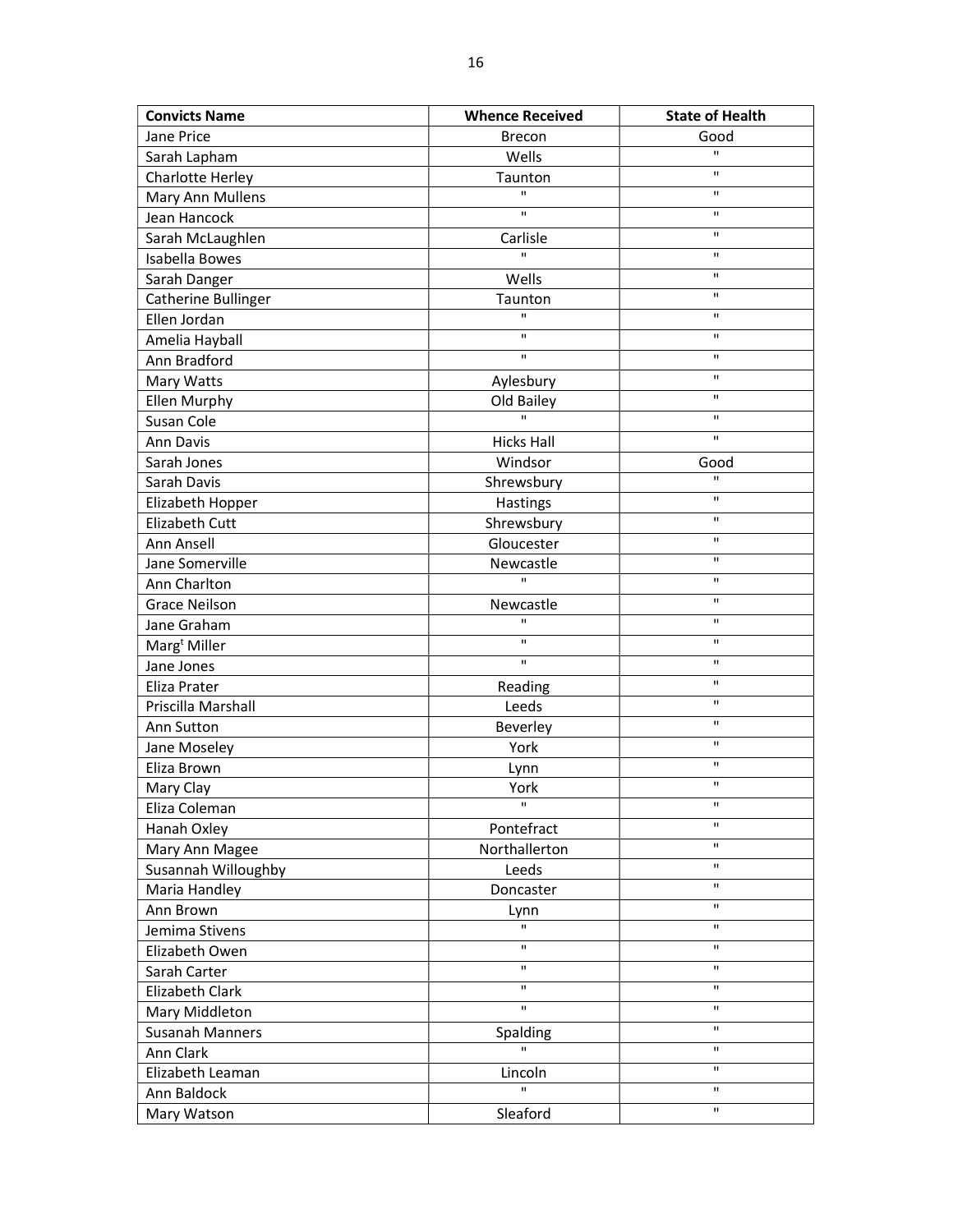| Convicts Name | Whence Received | State of Health |
|---|---|---|
| Jane Price | Brecon | Good |
| Sarah Lapham | Wells | " |
| Charlotte Herley | Taunton | " |
| Mary Ann Mullens | " | " |
| Jean Hancock | " | " |
| Sarah McLaughlen | Carlisle | " |
| Isabella Bowes | " | " |
| Sarah Danger | Wells | " |
| Catherine Bullinger | Taunton | " |
| Ellen Jordan | " | " |
| Amelia Hayball | " | " |
| Ann Bradford | " | " |
| Mary Watts | Aylesbury | " |
| Ellen Murphy | Old Bailey | " |
| Susan Cole | " | " |
| Ann Davis | Hicks Hall | " |
| Sarah Jones | Windsor | Good |
| Sarah Davis | Shrewsbury | " |
| Elizabeth Hopper | Hastings | " |
| Elizabeth Cutt | Shrewsbury | " |
| Ann Ansell | Gloucester | " |
| Jane Somerville | Newcastle | " |
| Ann Charlton | " | " |
| Grace Neilson | Newcastle | " |
| Jane Graham | " | " |
| Marg[t] Miller | " | " |
| Jane Jones | " | " |
| Eliza Prater | Reading | " |
| Priscilla Marshall | Leeds | " |
| Ann Sutton | Beverley | " |
| Jane Moseley | York | " |
| Eliza Brown | Lynn | " |
| Mary Clay | York | " |
| Eliza Coleman | " | " |
| Hanah Oxley | Pontefract | " |
| Mary Ann Magee | Northallerton | " |
| Susannah Willoughby | Leeds | " |
| Maria Handley | Doncaster | " |
| Ann Brown | Lynn | " |
| Jemima Stivens | " | " |
| Elizabeth Owen | " | " |
| Sarah Carter | " | " |
| Elizabeth Clark | " | " |
| Mary Middleton | " | " |
| Susanah Manners | Spalding | " |
| Ann Clark | " | " |
| Elizabeth Leaman | Lincoln | " |
| Ann Baldock | " | " |
| Mary Watson | Sleaford | " |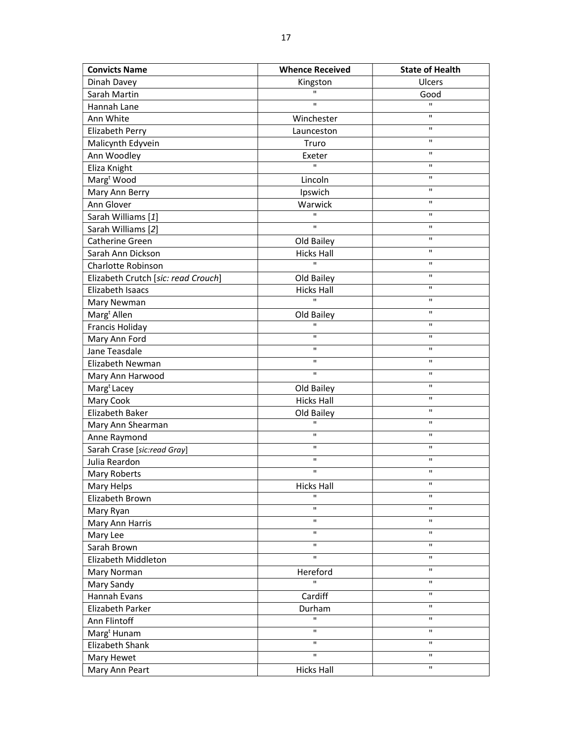| Convicts Name | Whence Received | State of Health |
|---|---|---|
| Dinah Davey | Kingston | Ulcers |
| Sarah Martin | " | Good |
| Hannah Lane | " | " |
| Ann White | Winchester | " |
| Elizabeth Perry | Launceston | " |
| Malicynth Edyvein | Truro | " |
| Ann Woodley | Exeter | " |
| Eliza Knight | " | " |
| Marg[t] Wood | Lincoln | " |
| Mary Ann Berry | Ipswich | " |
| Ann Glover | Warwick | " |
| Sarah Williams [*1*] | " | " |
| Sarah Williams [*2*] | " | " |
| Catherine Green | Old Bailey | " |
| Sarah Ann Dickson | Hicks Hall | " |
| Charlotte Robinson | " | " |
| Elizabeth Crutch [*sic: read Crouch*] | Old Bailey | " |
| Elizabeth Isaacs | Hicks Hall | " |
| Mary Newman | " | " |
| Marg[t] Allen | Old Bailey | " |
| Francis Holiday | " | " |
| Mary Ann Ford | " | " |
| Jane Teasdale | " | " |
| Elizabeth Newman | " | " |
| Mary Ann Harwood | " | " |
| Marg[t] Lacey | Old Bailey | " |
| Mary Cook | Hicks Hall | " |
| Elizabeth Baker | Old Bailey | " |
| Mary Ann Shearman | " | " |
| Anne Raymond | " | " |
| Sarah Crase [*sic:read Gray*] | " | " |
| Julia Reardon | " | " |
| Mary Roberts | " | " |
| Mary Helps | Hicks Hall | " |
| Elizabeth Brown | " | " |
| Mary Ryan | " | " |
| Mary Ann Harris | " | " |
| Mary Lee | " | " |
| Sarah Brown | " | " |
| Elizabeth Middleton | " | " |
| Mary Norman | Hereford | " |
| Mary Sandy | " | " |
| Hannah Evans | Cardiff | " |
| Elizabeth Parker | Durham | " |
| Ann Flintoff | " | " |
| Marg[t] Hunam | " | " |
| Elizabeth Shank | " | " |
| Mary Hewet | " | " |
| Mary Ann Peart | Hicks Hall | " |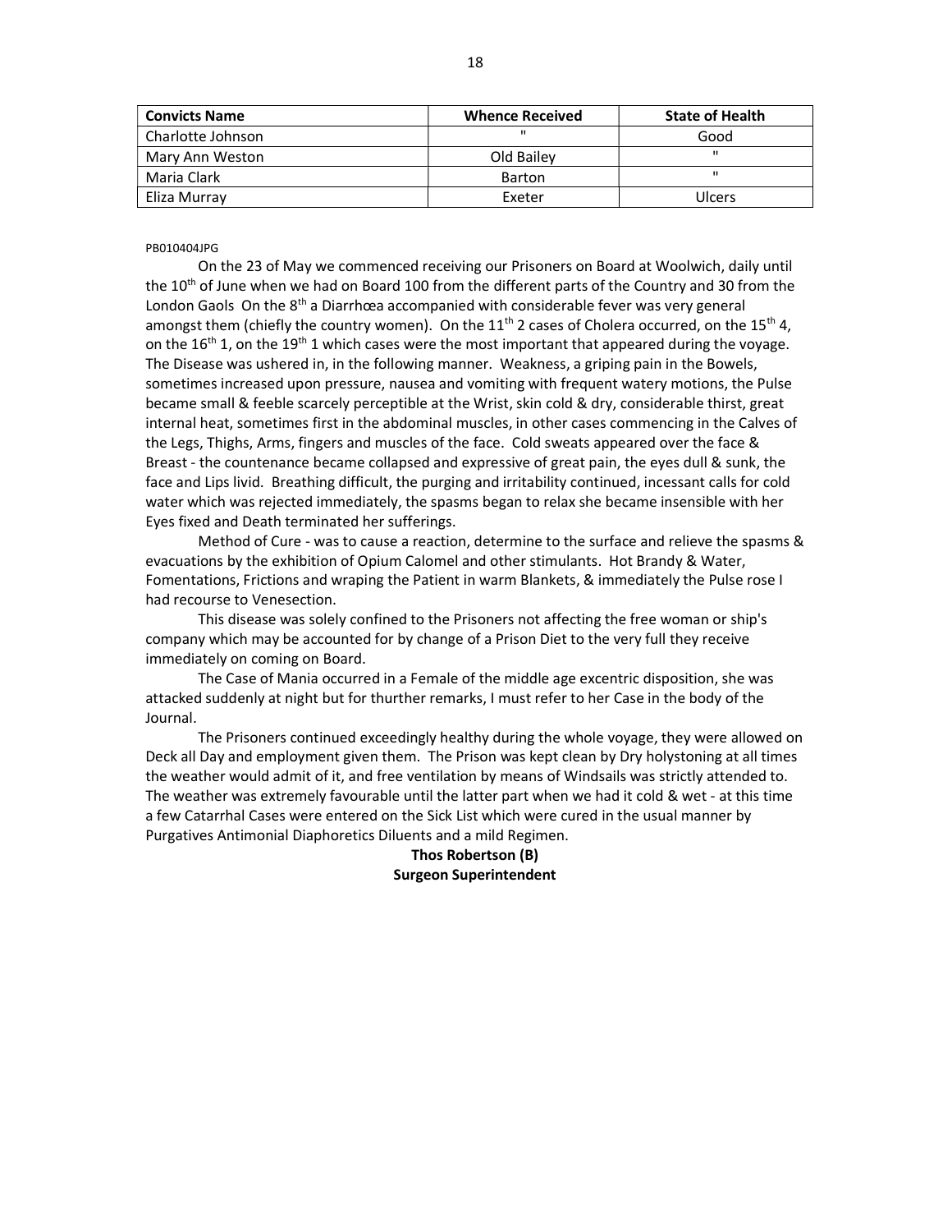| Convicts Name | Whence Received | State of Health |
|---|---|---|
| Charlotte Johnson | " | Good |
| Mary Ann Weston | Old Bailey | " |
| Maria Clark | Barton | " |
| Eliza Murray | Exeter | Ulcers |

PB010404JPG

On the 23 of May we commenced receiving our Prisoners on Board at Woolwich, daily until the 10th of June when we had on Board 100 from the different parts of the Country and 30 from the London Gaols On the 8th a Diarrhœa accompanied with considerable fever was very general amongst them (chiefly the country women). On the 11th 2 cases of Cholera occurred, on the 15th 4, on the 16th 1, on the 19th 1 which cases were the most important that appeared during the voyage. The Disease was ushered in, in the following manner. Weakness, a griping pain in the Bowels, sometimes increased upon pressure, nausea and vomiting with frequent watery motions, the Pulse became small & feeble scarcely perceptible at the Wrist, skin cold & dry, considerable thirst, great internal heat, sometimes first in the abdominal muscles, in other cases commencing in the Calves of the Legs, Thighs, Arms, fingers and muscles of the face. Cold sweats appeared over the face & Breast - the countenance became collapsed and expressive of great pain, the eyes dull & sunk, the face and Lips livid. Breathing difficult, the purging and irritability continued, incessant calls for cold water which was rejected immediately, the spasms began to relax she became insensible with her Eyes fixed and Death terminated her sufferings.

Method of Cure - was to cause a reaction, determine to the surface and relieve the spasms & evacuations by the exhibition of Opium Calomel and other stimulants. Hot Brandy & Water, Fomentations, Frictions and wraping the Patient in warm Blankets, & immediately the Pulse rose I had recourse to Venesection.

This disease was solely confined to the Prisoners not affecting the free woman or ship's company which may be accounted for by change of a Prison Diet to the very full they receive immediately on coming on Board.

The Case of Mania occurred in a Female of the middle age excentric disposition, she was attacked suddenly at night but for thurther remarks, I must refer to her Case in the body of the Journal.

The Prisoners continued exceedingly healthy during the whole voyage, they were allowed on Deck all Day and employment given them. The Prison was kept clean by Dry holystoning at all times the weather would admit of it, and free ventilation by means of Windsails was strictly attended to. The weather was extremely favourable until the latter part when we had it cold & wet - at this time a few Catarrhal Cases were entered on the Sick List which were cured in the usual manner by Purgatives Antimonial Diaphoretics Diluents and a mild Regimen.

**Thos Robertson (B)**
**Surgeon Superintendent**